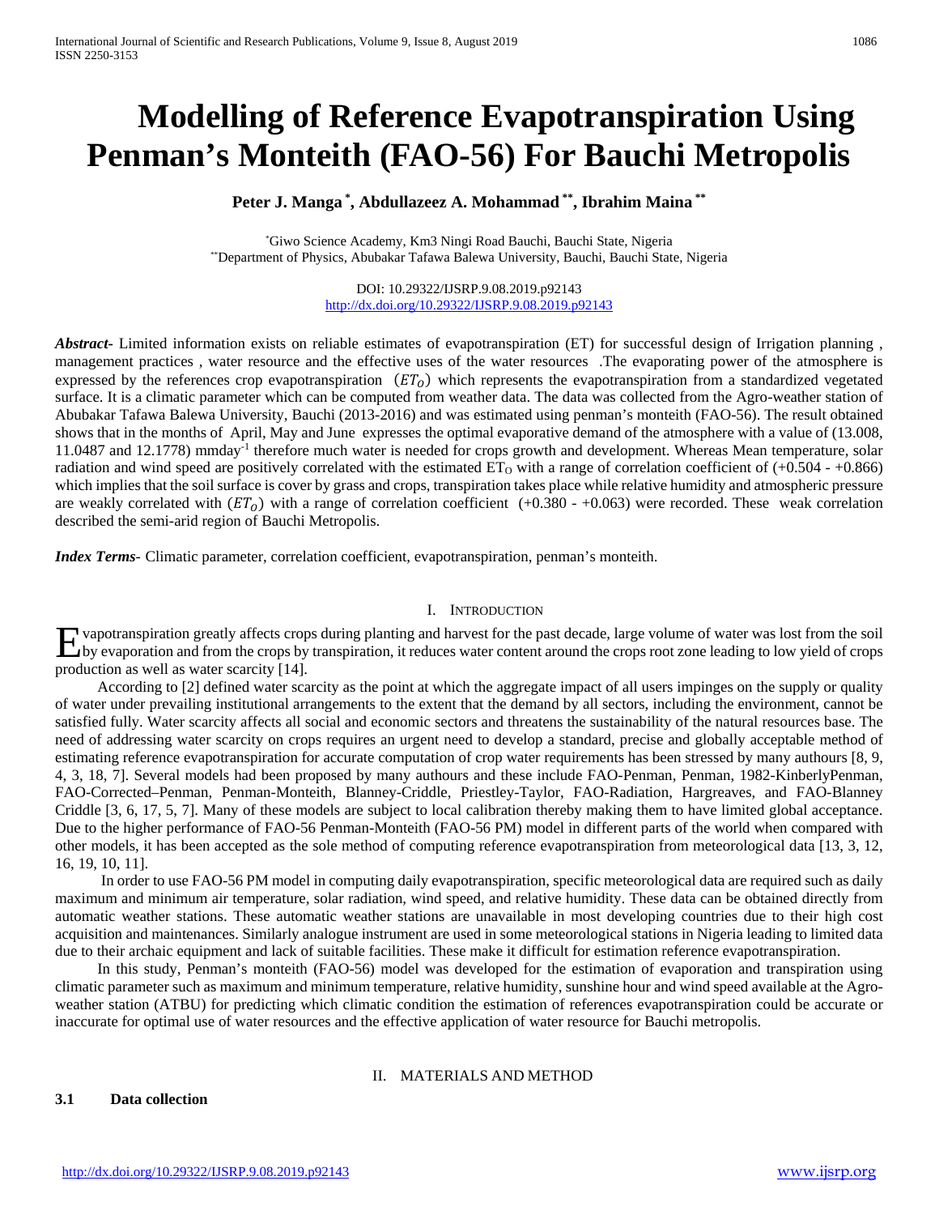# Modelling of Reference Evapotranspiration Using Penman's Monteith (FAO-56) For Bauchi Metropolis

**Peter J. Manga [*], Abdullazeez A. Mohammad [**], Ibrahim Maina [**]**

[*] Giwo Science Academy, Km3 Ningi Road Bauchi, Bauchi State, Nigeria
[**] Department of Physics, Abubakar Tafawa Balewa University, Bauchi, Bauchi State, Nigeria

DOI: 10.29322/IJSRP.9.08.2019.p92143
http://dx.doi.org/10.29322/IJSRP.9.08.2019.p92143

***Abstract***- Limited information exists on reliable estimates of evapotranspiration (ET) for successful design of Irrigation planning , management practices , water resource and the effective uses of the water resources .The evaporating power of the atmosphere is expressed by the references crop evapotranspiration $(ET_O)$ which represents the evapotranspiration from a standardized vegetated surface. It is a climatic parameter which can be computed from weather data. The data was collected from the Agro-weather station of Abubakar Tafawa Balewa University, Bauchi (2013-2016) and was estimated using penman's monteith (FAO-56). The result obtained shows that in the months of April, May and June expresses the optimal evaporative demand of the atmosphere with a value of (13.008, 11.0487 and 12.1778) mmday$^{-1}$ therefore much water is needed for crops growth and development. Whereas Mean temperature, solar radiation and wind speed are positively correlated with the estimated $ET_O$ with a range of correlation coefficient of (+0.504 - +0.866) which implies that the soil surface is cover by grass and crops, transpiration takes place while relative humidity and atmospheric pressure are weakly correlated with $(ET_O)$ with a range of correlation coefficient (+0.380 - +0.063) were recorded. These weak correlation described the semi-arid region of Bauchi Metropolis.

***Index Terms***- Climatic parameter, correlation coefficient, evapotranspiration, penman's monteith.

## I. Introduction

Evapotranspiration greatly affects crops during planting and harvest for the past decade, large volume of water was lost from the soil by evaporation and from the crops by transpiration, it reduces water content around the crops root zone leading to low yield of crops production as well as water scarcity [14].

According to [2] defined water scarcity as the point at which the aggregate impact of all users impinges on the supply or quality of water under prevailing institutional arrangements to the extent that the demand by all sectors, including the environment, cannot be satisfied fully. Water scarcity affects all social and economic sectors and threatens the sustainability of the natural resources base. The need of addressing water scarcity on crops requires an urgent need to develop a standard, precise and globally acceptable method of estimating reference evapotranspiration for accurate computation of crop water requirements has been stressed by many authours [8, 9, 4, 3, 18, 7]. Several models had been proposed by many authours and these include FAO-Penman, Penman, 1982-KinberlyPenman, FAO-Corrected–Penman, Penman-Monteith, Blanney-Criddle, Priestley-Taylor, FAO-Radiation, Hargreaves, and FAO-Blanney Criddle [3, 6, 17, 5, 7]. Many of these models are subject to local calibration thereby making them to have limited global acceptance. Due to the higher performance of FAO-56 Penman-Monteith (FAO-56 PM) model in different parts of the world when compared with other models, it has been accepted as the sole method of computing reference evapotranspiration from meteorological data [13, 3, 12, 16, 19, 10, 11].

In order to use FAO-56 PM model in computing daily evapotranspiration, specific meteorological data are required such as daily maximum and minimum air temperature, solar radiation, wind speed, and relative humidity. These data can be obtained directly from automatic weather stations. These automatic weather stations are unavailable in most developing countries due to their high cost acquisition and maintenances. Similarly analogue instrument are used in some meteorological stations in Nigeria leading to limited data due to their archaic equipment and lack of suitable facilities. These make it difficult for estimation reference evapotranspiration.

In this study, Penman's monteith (FAO-56) model was developed for the estimation of evaporation and transpiration using climatic parameter such as maximum and minimum temperature, relative humidity, sunshine hour and wind speed available at the Agro-weather station (ATBU) for predicting which climatic condition the estimation of references evapotranspiration could be accurate or inaccurate for optimal use of water resources and the effective application of water resource for Bauchi metropolis.

## II. Materials and Method

### 3.1 Data collection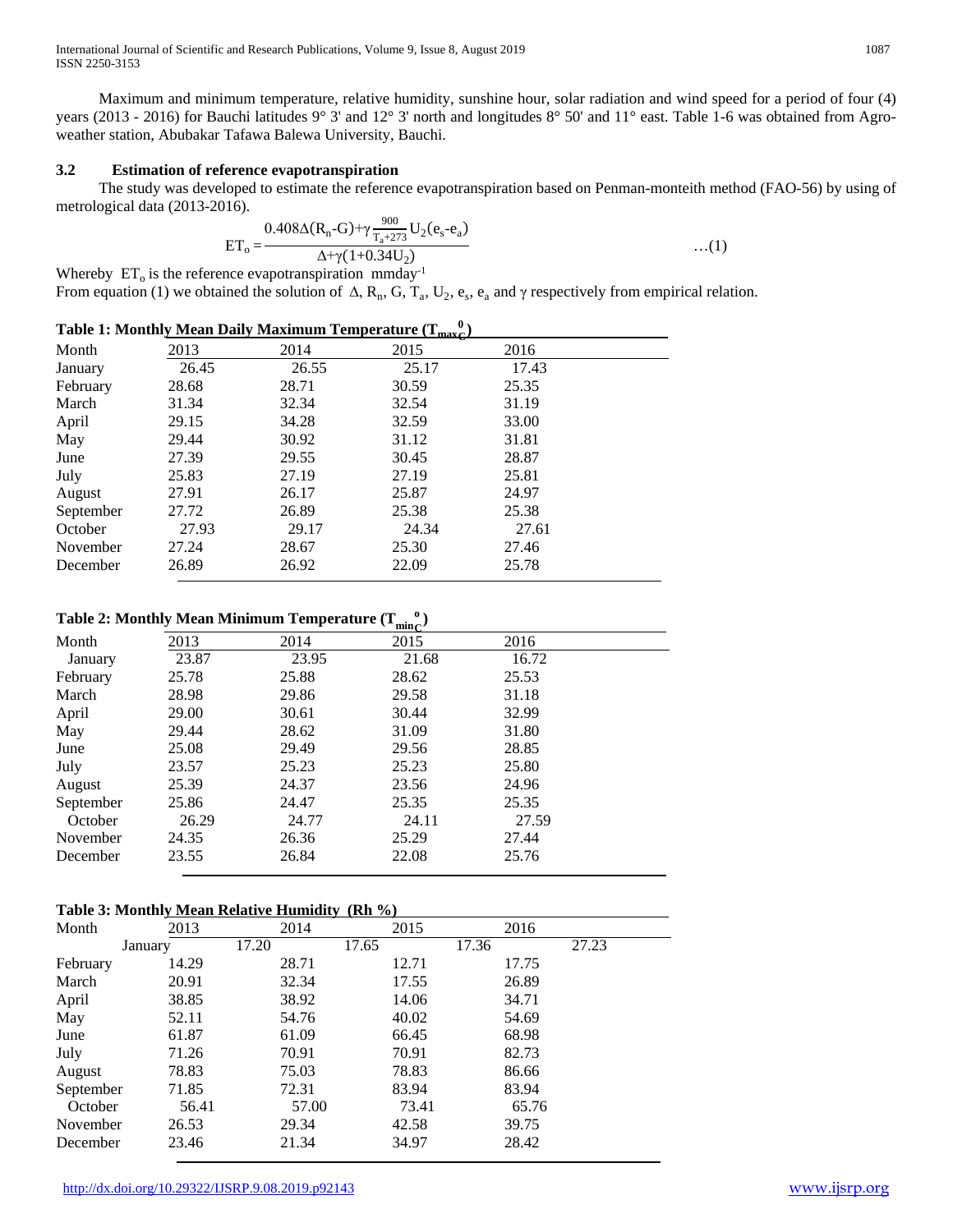Maximum and minimum temperature, relative humidity, sunshine hour, solar radiation and wind speed for a period of four (4) years (2013 - 2016) for Bauchi latitudes 9° 3' and 12° 3' north and longitudes 8° 50' and 11° east. Table 1-6 was obtained from Agro-weather station, Abubakar Tafawa Balewa University, Bauchi.

### 3.2 Estimation of reference evapotranspiration

The study was developed to estimate the reference evapotranspiration based on Penman-monteith method (FAO-56) by using of metrological data (2013-2016).

$$ET_o = \frac{0.408\Delta(R_n\text{-}G)+\gamma\frac{900}{T_a+273}U_2(e_s\text{-}e_a)}{\Delta+\gamma(1+0.34U_2)} \qquad \ldots(1)$$

Whereby $ET_o$ is the reference evapotranspiration $\text{mmday}^{-1}$

From equation (1) we obtained the solution of $\Delta$, $R_n$, G, $T_a$, $U_2$, $e_s$, $e_a$ and $\gamma$ respectively from empirical relation.

**Table 1: Monthly Mean Daily Maximum Temperature ($T_{max}\,^0C$)**

| Month | 2013 | 2014 | 2015 | 2016 |
|---|---|---|---|---|
| January | 26.45 | 26.55 | 25.17 | 17.43 |
| February | 28.68 | 28.71 | 30.59 | 25.35 |
| March | 31.34 | 32.34 | 32.54 | 31.19 |
| April | 29.15 | 34.28 | 32.59 | 33.00 |
| May | 29.44 | 30.92 | 31.12 | 31.81 |
| June | 27.39 | 29.55 | 30.45 | 28.87 |
| July | 25.83 | 27.19 | 27.19 | 25.81 |
| August | 27.91 | 26.17 | 25.87 | 24.97 |
| September | 27.72 | 26.89 | 25.38 | 25.38 |
| October | 27.93 | 29.17 | 24.34 | 27.61 |
| November | 27.24 | 28.67 | 25.30 | 27.46 |
| December | 26.89 | 26.92 | 22.09 | 25.78 |

**Table 2: Monthly Mean Minimum Temperature ($T_{min}\,^oC$)**

| Month | 2013 | 2014 | 2015 | 2016 |
|---|---|---|---|---|
| January | 23.87 | 23.95 | 21.68 | 16.72 |
| February | 25.78 | 25.88 | 28.62 | 25.53 |
| March | 28.98 | 29.86 | 29.58 | 31.18 |
| April | 29.00 | 30.61 | 30.44 | 32.99 |
| May | 29.44 | 28.62 | 31.09 | 31.80 |
| June | 25.08 | 29.49 | 29.56 | 28.85 |
| July | 23.57 | 25.23 | 25.23 | 25.80 |
| August | 25.39 | 24.37 | 23.56 | 24.96 |
| September | 25.86 | 24.47 | 25.35 | 25.35 |
| October | 26.29 | 24.77 | 24.11 | 27.59 |
| November | 24.35 | 26.36 | 25.29 | 27.44 |
| December | 23.55 | 26.84 | 22.08 | 25.76 |

**Table 3: Monthly Mean Relative Humidity (Rh %)**

| Month | 2013 | 2014 | 2015 | 2016 |
|---|---|---|---|---|
| January | 17.20 | 17.65 | 17.36 | 27.23 |
| February | 14.29 | 28.71 | 12.71 | 17.75 |
| March | 20.91 | 32.34 | 17.55 | 26.89 |
| April | 38.85 | 38.92 | 14.06 | 34.71 |
| May | 52.11 | 54.76 | 40.02 | 54.69 |
| June | 61.87 | 61.09 | 66.45 | 68.98 |
| July | 71.26 | 70.91 | 70.91 | 82.73 |
| August | 78.83 | 75.03 | 78.83 | 86.66 |
| September | 71.85 | 72.31 | 83.94 | 83.94 |
| October | 56.41 | 57.00 | 73.41 | 65.76 |
| November | 26.53 | 29.34 | 42.58 | 39.75 |
| December | 23.46 | 21.34 | 34.97 | 28.42 |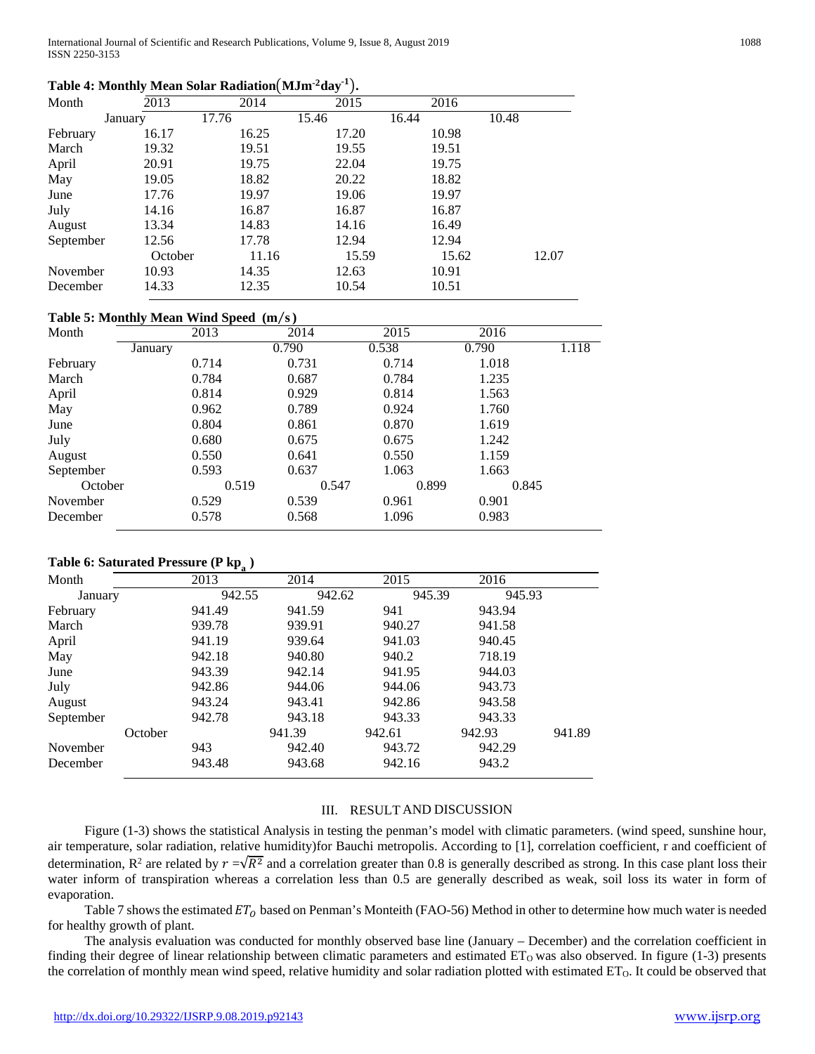**Table 4: Monthly Mean Solar Radiation$(MJm^{-2}day^{-1})$.**

| Month | 2013 | 2014 | 2015 | 2016 |
|---|---|---|---|---|
| January | 17.76 | 15.46 | 16.44 | 10.48 |
| February | 16.17 | 16.25 | 17.20 | 10.98 |
| March | 19.32 | 19.51 | 19.55 | 19.51 |
| April | 20.91 | 19.75 | 22.04 | 19.75 |
| May | 19.05 | 18.82 | 20.22 | 18.82 |
| June | 17.76 | 19.97 | 19.06 | 19.97 |
| July | 14.16 | 16.87 | 16.87 | 16.87 |
| August | 13.34 | 14.83 | 14.16 | 16.49 |
| September | 12.56 | 17.78 | 12.94 | 12.94 |
| October | 11.16 | 15.59 | 15.62 | 12.07 |
| November | 10.93 | 14.35 | 12.63 | 10.91 |
| December | 14.33 | 12.35 | 10.54 | 10.51 |

**Table 5: Monthly Mean Wind Speed $(m/s)$**

| Month | 2013 | 2014 | 2015 | 2016 |
|---|---|---|---|---|
| January | 0.790 | 0.538 | 0.790 | 1.118 |
| February | 0.714 | 0.731 | 0.714 | 1.018 |
| March | 0.784 | 0.687 | 0.784 | 1.235 |
| April | 0.814 | 0.929 | 0.814 | 1.563 |
| May | 0.962 | 0.789 | 0.924 | 1.760 |
| June | 0.804 | 0.861 | 0.870 | 1.619 |
| July | 0.680 | 0.675 | 0.675 | 1.242 |
| August | 0.550 | 0.641 | 0.550 | 1.159 |
| September | 0.593 | 0.637 | 1.063 | 1.663 |
| October | 0.519 | 0.547 | 0.899 | 0.845 |
| November | 0.529 | 0.539 | 0.961 | 0.901 |
| December | 0.578 | 0.568 | 1.096 | 0.983 |

**Table 6: Saturated Pressure (P $kp_a$ )**

| Month | 2013 | 2014 | 2015 | 2016 |
|---|---|---|---|---|
| January | 942.55 | 942.62 | 945.39 | 945.93 |
| February | 941.49 | 941.59 | 941 | 943.94 |
| March | 939.78 | 939.91 | 940.27 | 941.58 |
| April | 941.19 | 939.64 | 941.03 | 940.45 |
| May | 942.18 | 940.80 | 940.2 | 718.19 |
| June | 943.39 | 942.14 | 941.95 | 944.03 |
| July | 942.86 | 944.06 | 944.06 | 943.73 |
| August | 943.24 | 943.41 | 942.86 | 943.58 |
| September | 942.78 | 943.18 | 943.33 | 943.33 |
| October | 941.39 | 942.61 | 942.93 | 941.89 |
| November | 943 | 942.40 | 943.72 | 942.29 |
| December | 943.48 | 943.68 | 942.16 | 943.2 |

## III. RESULT AND DISCUSSION

Figure (1-3) shows the statistical Analysis in testing the penman's model with climatic parameters. (wind speed, sunshine hour, air temperature, solar radiation, relative humidity)for Bauchi metropolis. According to [1], correlation coefficient, r and coefficient of determination, $R^2$ are related by $r = \sqrt{R^2}$ and a correlation greater than 0.8 is generally described as strong. In this case plant loss their water inform of transpiration whereas a correlation less than 0.5 are generally described as weak, soil loss its water in form of evaporation.

Table 7 shows the estimated $ET_O$ based on Penman's Monteith (FAO-56) Method in other to determine how much water is needed for healthy growth of plant.

The analysis evaluation was conducted for monthly observed base line (January – December) and the correlation coefficient in finding their degree of linear relationship between climatic parameters and estimated $ET_O$ was also observed. In figure (1-3) presents the correlation of monthly mean wind speed, relative humidity and solar radiation plotted with estimated $ET_O$. It could be observed that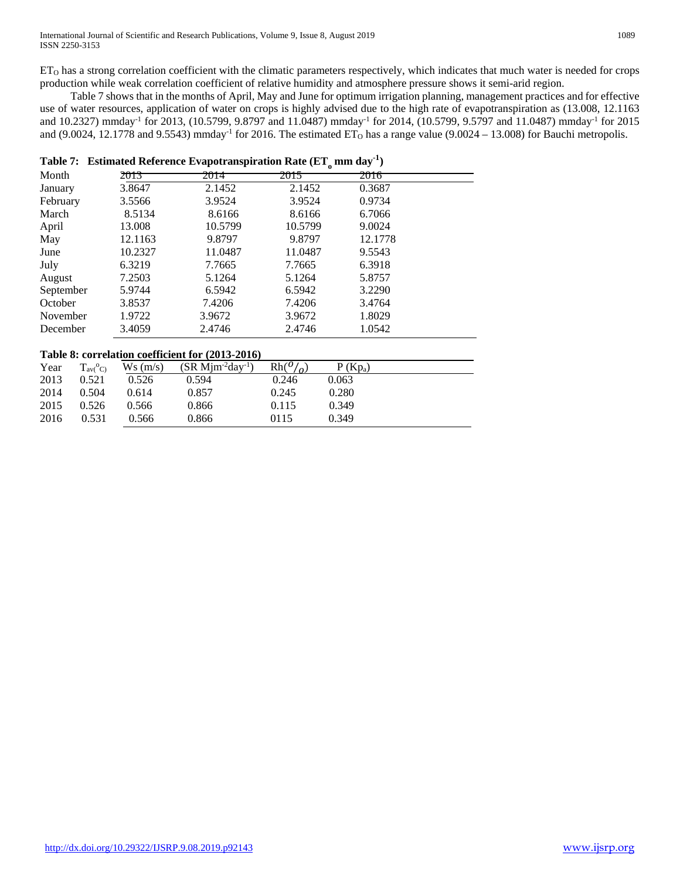$ET_O$ has a strong correlation coefficient with the climatic parameters respectively, which indicates that much water is needed for crops production while weak correlation coefficient of relative humidity and atmosphere pressure shows it semi-arid region.

Table 7 shows that in the months of April, May and June for optimum irrigation planning, management practices and for effective use of water resources, application of water on crops is highly advised due to the high rate of evapotranspiration as (13.008, 12.1163 and 10.2327) mmday$^{-1}$ for 2013, (10.5799, 9.8797 and 11.0487) mmday$^{-1}$ for 2014, (10.5799, 9.5797 and 11.0487) mmday$^{-1}$ for 2015 and (9.0024, 12.1778 and 9.5543) mmday$^{-1}$ for 2016. The estimated $ET_O$ has a range value (9.0024 – 13.008) for Bauchi metropolis.

**Table 7: Estimated Reference Evapotranspiration Rate ($ET_o$ mm day$^{-1}$)**

| Month | 2013 | 2014 | 2015 | 2016 |
|---|---|---|---|---|
| January | 3.8647 | 2.1452 | 2.1452 | 0.3687 |
| February | 3.5566 | 3.9524 | 3.9524 | 0.9734 |
| March | 8.5134 | 8.6166 | 8.6166 | 6.7066 |
| April | 13.008 | 10.5799 | 10.5799 | 9.0024 |
| May | 12.1163 | 9.8797 | 9.8797 | 12.1778 |
| June | 10.2327 | 11.0487 | 11.0487 | 9.5543 |
| July | 6.3219 | 7.7665 | 7.7665 | 6.3918 |
| August | 7.2503 | 5.1264 | 5.1264 | 5.8757 |
| September | 5.9744 | 6.5942 | 6.5942 | 3.2290 |
| October | 3.8537 | 7.4206 | 7.4206 | 3.4764 |
| November | 1.9722 | 3.9672 | 3.9672 | 1.8029 |
| December | 3.4059 | 2.4746 | 2.4746 | 1.0542 |

**Table 8: correlation coefficient for (2013-2016)**

| Year | $T_{av}$(°C) | Ws (m/s) | (SR Mjm$^{-2}$day$^{-1}$) | Rh(%) | P (Kp$_a$) |
|---|---|---|---|---|---|
| 2013 | 0.521 | 0.526 | 0.594 | 0.246 | 0.063 |
| 2014 | 0.504 | 0.614 | 0.857 | 0.245 | 0.280 |
| 2015 | 0.526 | 0.566 | 0.866 | 0.115 | 0.349 |
| 2016 | 0.531 | 0.566 | 0.866 | 0115 | 0.349 |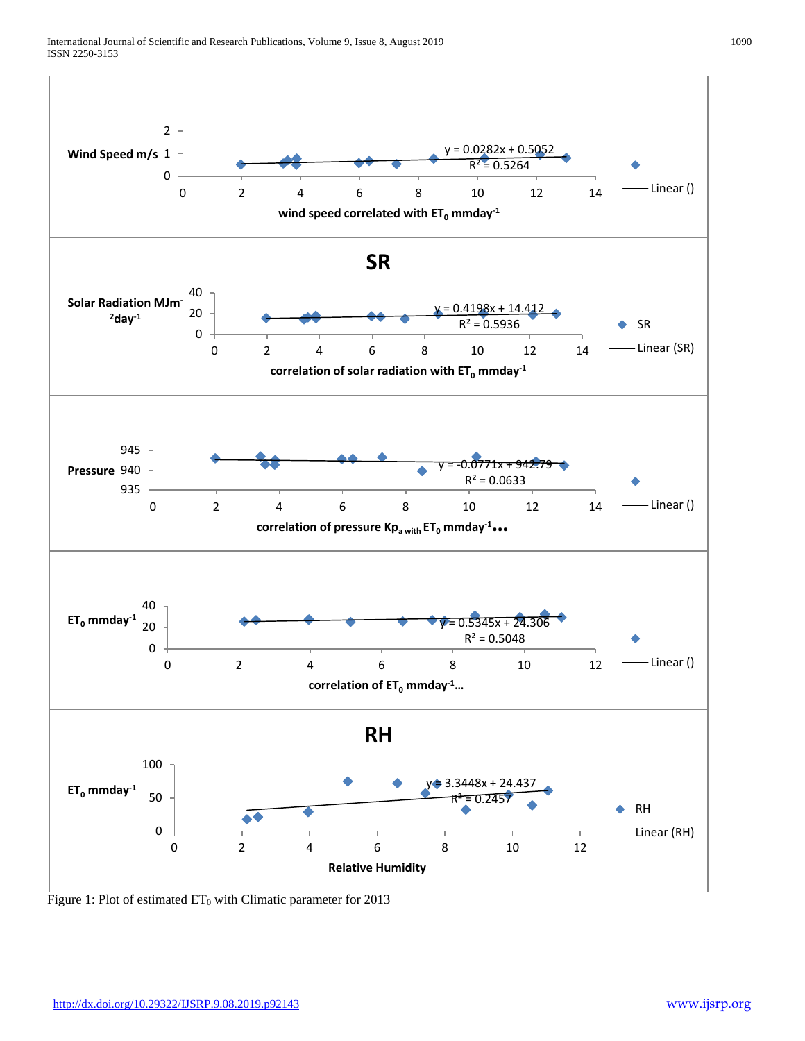Wind Speed m/s

y = 0.0282x + 0.5052
$R^2 = 0.5264$

wind speed correlated with $ET_0$ mmday$^{-1}$

Linear ()

**SR**

Solar Radiation MJm$^{-2}$day$^{-1}$

y = 0.4198x + 14.412
$R^2 = 0.5936$

correlation of solar radiation with $ET_0$ mmday$^{-1}$

SR

Linear (SR)

Pressure

y = -0.0771x + 942.79
$R^2 = 0.0633$

correlation of pressure Kp$_{a\ with}$ $ET_0$ mmday$^{-1}$…

Linear ()

$ET_0$ mmday$^{-1}$

y = 0.5345x + 24.306
$R^2 = 0.5048$

correlation of $ET_0$ mmday$^{-1}$…

Linear ()

**RH**

$ET_0$ mmday$^{-1}$

y = 3.3448x + 24.437
$R^2 = 0.2457$

Relative Humidity

RH

Linear (RH)

Figure 1: Plot of estimated $ET_0$ with Climatic parameter for 2013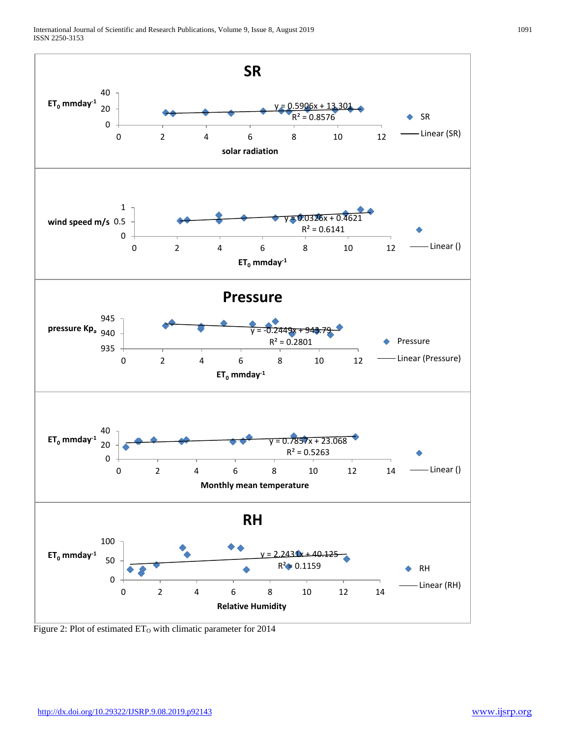## SR

$ET_0$ mmday[-1]

$y = 0.5906x + 13.301$
$R^2 = 0.8576$

solar radiation

SR
Linear (SR)

wind speed m/s

$y = 0.0326x + 0.4621$
$R^2 = 0.6141$

$ET_0$ mmday[-1]

Linear ()

## Pressure

pressure $Kp_a$

$y = -0.2449x + 943.79$
$R^2 = 0.2801$

$ET_0$ mmday[-1]

Pressure
Linear (Pressure)

$ET_0$ mmday[-1]

$y = 0.7857x + 23.068$
$R^2 = 0.5263$

Monthly mean temperature

Linear ()

## RH

$ET_0$ mmday[-1]

$y = 2.2431x + 40.125$
$R^2 = 0.1159$

Relative Humidity

RH
Linear (RH)

Figure 2: Plot of estimated $ET_O$ with climatic parameter for 2014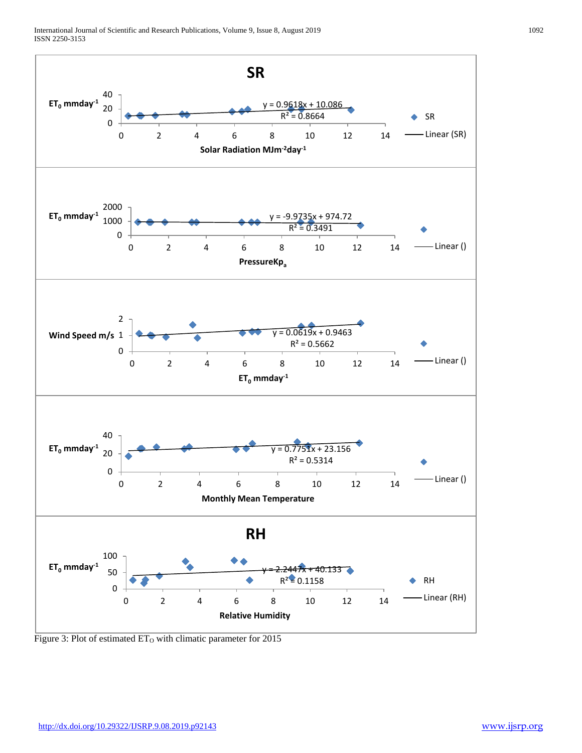**SR**

$ET_0$ mmday$^{-1}$

y = 0.9618x + 10.086
$R^2$ = 0.8664

Solar Radiation MJm$^{-2}$day$^{-1}$

$ET_0$ mmday$^{-1}$

y = -9.9735x + 974.72
$R^2$ = 0.3491

PressureKp$_a$

Wind Speed m/s

y = 0.0619x + 0.9463
$R^2$ = 0.5662

$ET_0$ mmday$^{-1}$

$ET_0$ mmday$^{-1}$

y = 0.7751x + 23.156
$R^2$ = 0.5314

Monthly Mean Temperature

**RH**

$ET_0$ mmday$^{-1}$

y = 2.2447x + 40.133
$R^2$ = 0.1158

Relative Humidity

Figure 3: Plot of estimated $ET_O$ with climatic parameter for 2015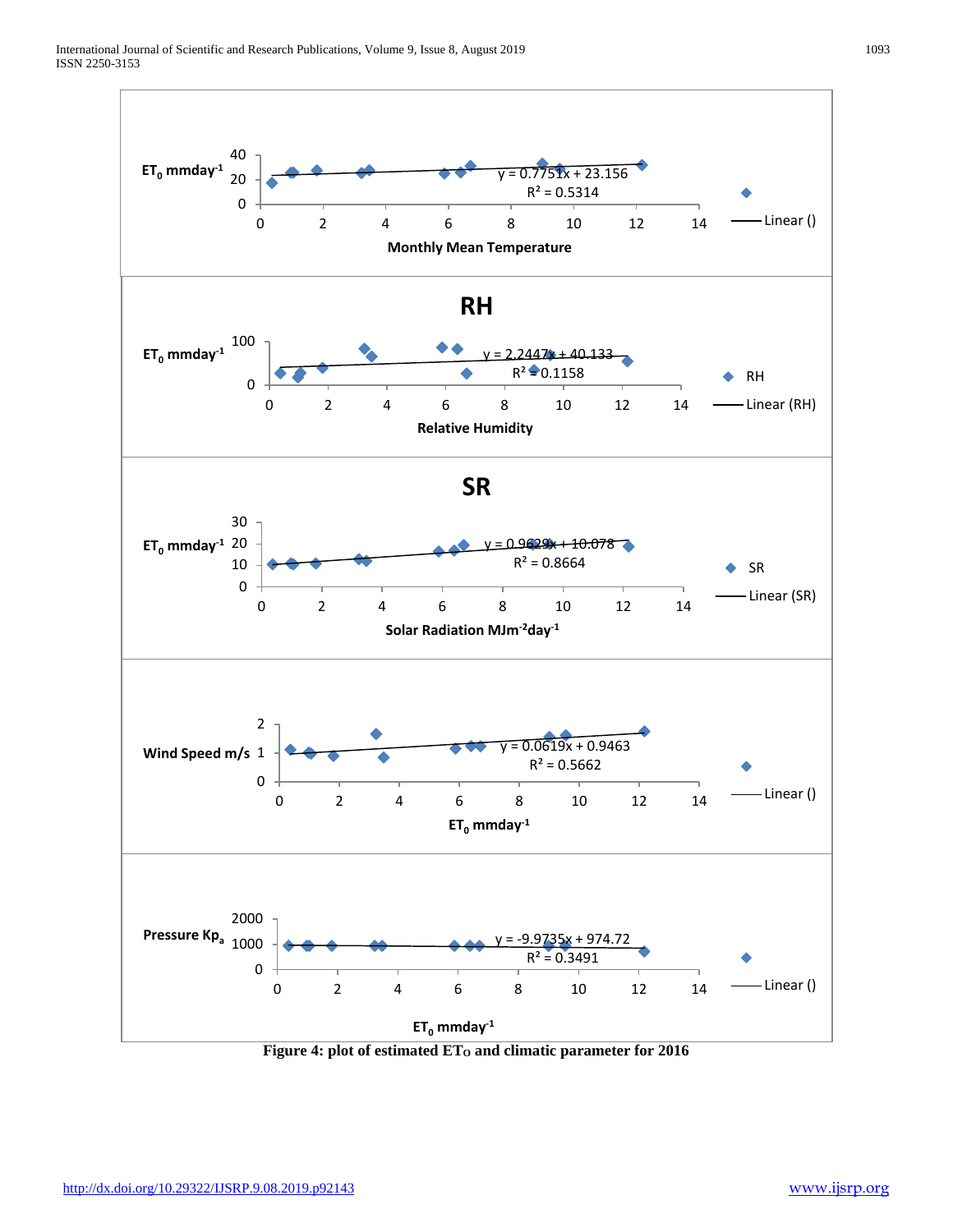Figure 4: plot of estimated ETO and climatic parameter for 2016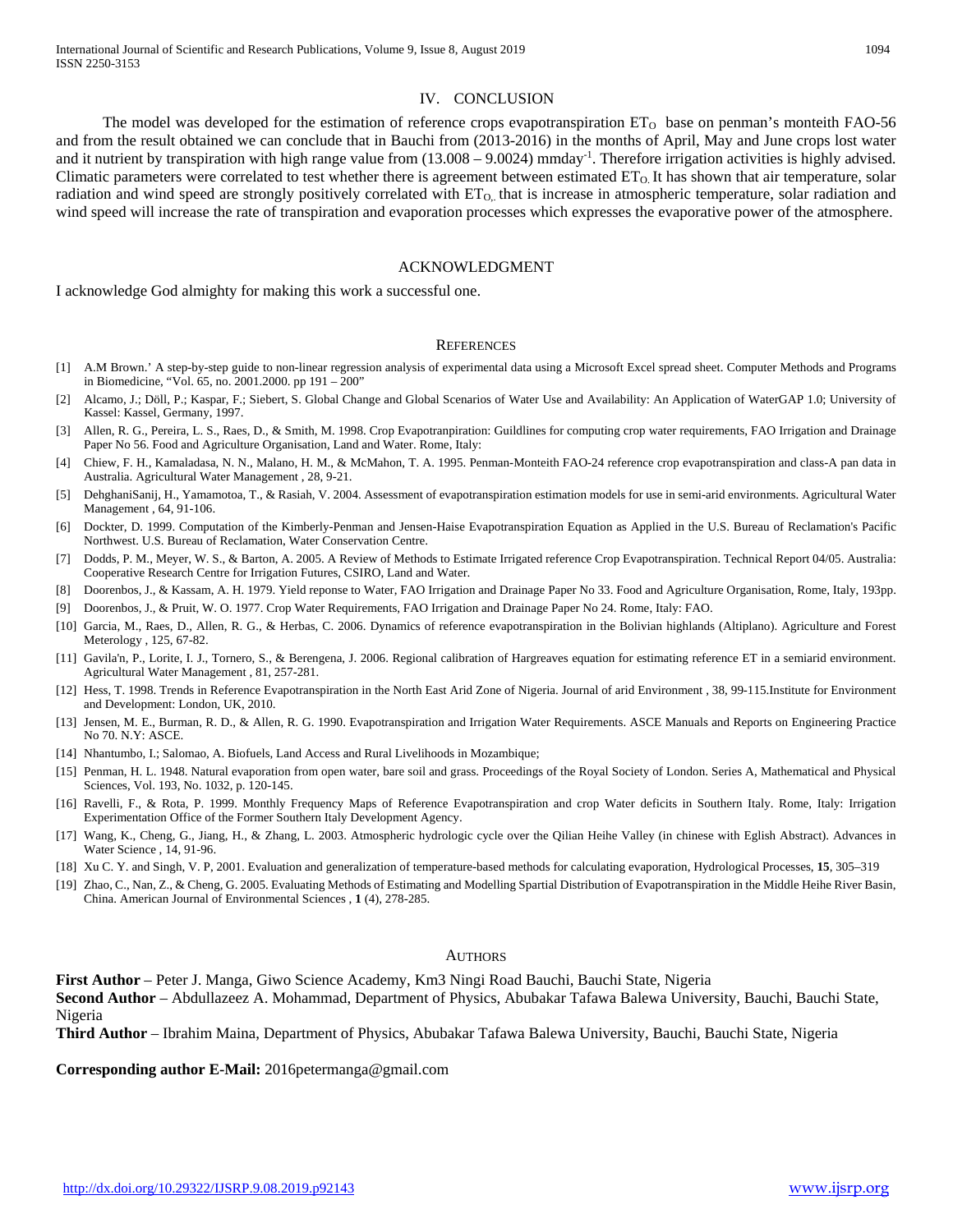## IV. CONCLUSION

The model was developed for the estimation of reference crops evapotranspiration $ET_O$ base on penman's monteith FAO-56 and from the result obtained we can conclude that in Bauchi from (2013-2016) in the months of April, May and June crops lost water and it nutrient by transpiration with high range value from (13.008 – 9.0024) mmday$^{-1}$. Therefore irrigation activities is highly advised. Climatic parameters were correlated to test whether there is agreement between estimated $ET_O$. It has shown that air temperature, solar radiation and wind speed are strongly positively correlated with $ET_O$, that is increase in atmospheric temperature, solar radiation and wind speed will increase the rate of transpiration and evaporation processes which expresses the evaporative power of the atmosphere.

## ACKNOWLEDGMENT

I acknowledge God almighty for making this work a successful one.

## REFERENCES

[1] A.M Brown.' A step-by-step guide to non-linear regression analysis of experimental data using a Microsoft Excel spread sheet. Computer Methods and Programs in Biomedicine, "Vol. 65, no. 2001.2000. pp 191 – 200"

[2] Alcamo, J.; Döll, P.; Kaspar, F.; Siebert, S. Global Change and Global Scenarios of Water Use and Availability: An Application of WaterGAP 1.0; University of Kassel: Kassel, Germany, 1997.

[3] Allen, R. G., Pereira, L. S., Raes, D., & Smith, M. 1998. Crop Evapotranpiration: Guildlines for computing crop water requirements, FAO Irrigation and Drainage Paper No 56. Food and Agriculture Organisation, Land and Water. Rome, Italy:

[4] Chiew, F. H., Kamaladasa, N. N., Malano, H. M., & McMahon, T. A. 1995. Penman-Monteith FAO-24 reference crop evapotranspiration and class-A pan data in Australia. Agricultural Water Management , 28, 9-21.

[5] DehghaniSanij, H., Yamamotoa, T., & Rasiah, V. 2004. Assessment of evapotranspiration estimation models for use in semi-arid environments. Agricultural Water Management , 64, 91-106.

[6] Dockter, D. 1999. Computation of the Kimberly-Penman and Jensen-Haise Evapotranspiration Equation as Applied in the U.S. Bureau of Reclamation's Pacific Northwest. U.S. Bureau of Reclamation, Water Conservation Centre.

[7] Dodds, P. M., Meyer, W. S., & Barton, A. 2005. A Review of Methods to Estimate Irrigated reference Crop Evapotranspiration. Technical Report 04/05. Australia: Cooperative Research Centre for Irrigation Futures, CSIRO, Land and Water.

[8] Doorenbos, J., & Kassam, A. H. 1979. Yield reponse to Water, FAO Irrigation and Drainage Paper No 33. Food and Agriculture Organisation, Rome, Italy, 193pp.

[9] Doorenbos, J., & Pruit, W. O. 1977. Crop Water Requirements, FAO Irrigation and Drainage Paper No 24. Rome, Italy: FAO.

[10] Garcia, M., Raes, D., Allen, R. G., & Herbas, C. 2006. Dynamics of reference evapotranspiration in the Bolivian highlands (Altiplano). Agriculture and Forest Meterology , 125, 67-82.

[11] Gavila'n, P., Lorite, I. J., Tornero, S., & Berengena, J. 2006. Regional calibration of Hargreaves equation for estimating reference ET in a semiarid environment. Agricultural Water Management , 81, 257-281.

[12] Hess, T. 1998. Trends in Reference Evapotranspiration in the North East Arid Zone of Nigeria. Journal of arid Environment , 38, 99-115.Institute for Environment and Development: London, UK, 2010.

[13] Jensen, M. E., Burman, R. D., & Allen, R. G. 1990. Evapotranspiration and Irrigation Water Requirements. ASCE Manuals and Reports on Engineering Practice No 70. N.Y: ASCE.

[14] Nhantumbo, I.; Salomao, A. Biofuels, Land Access and Rural Livelihoods in Mozambique;

[15] Penman, H. L. 1948. Natural evaporation from open water, bare soil and grass. Proceedings of the Royal Society of London. Series A, Mathematical and Physical Sciences, Vol. 193, No. 1032, p. 120-145.

[16] Ravelli, F., & Rota, P. 1999. Monthly Frequency Maps of Reference Evapotranspiration and crop Water deficits in Southern Italy. Rome, Italy: Irrigation Experimentation Office of the Former Southern Italy Development Agency.

[17] Wang, K., Cheng, G., Jiang, H., & Zhang, L. 2003. Atmospheric hydrologic cycle over the Qilian Heihe Valley (in chinese with Eglish Abstract). Advances in Water Science , 14, 91-96.

[18] Xu C. Y. and Singh, V. P, 2001. Evaluation and generalization of temperature-based methods for calculating evaporation, Hydrological Processes, **15**, 305–319

[19] Zhao, C., Nan, Z., & Cheng, G. 2005. Evaluating Methods of Estimating and Modelling Spartial Distribution of Evapotranspiration in the Middle Heihe River Basin, China. American Journal of Environmental Sciences , **1** (4), 278-285.

## AUTHORS

**First Author** – Peter J. Manga, Giwo Science Academy, Km3 Ningi Road Bauchi, Bauchi State, Nigeria

**Second Author** – Abdullazeez A. Mohammad, Department of Physics, Abubakar Tafawa Balewa University, Bauchi, Bauchi State, Nigeria

**Third Author** – Ibrahim Maina, Department of Physics, Abubakar Tafawa Balewa University, Bauchi, Bauchi State, Nigeria

**Corresponding author E-Mail:** 2016petermanga@gmail.com